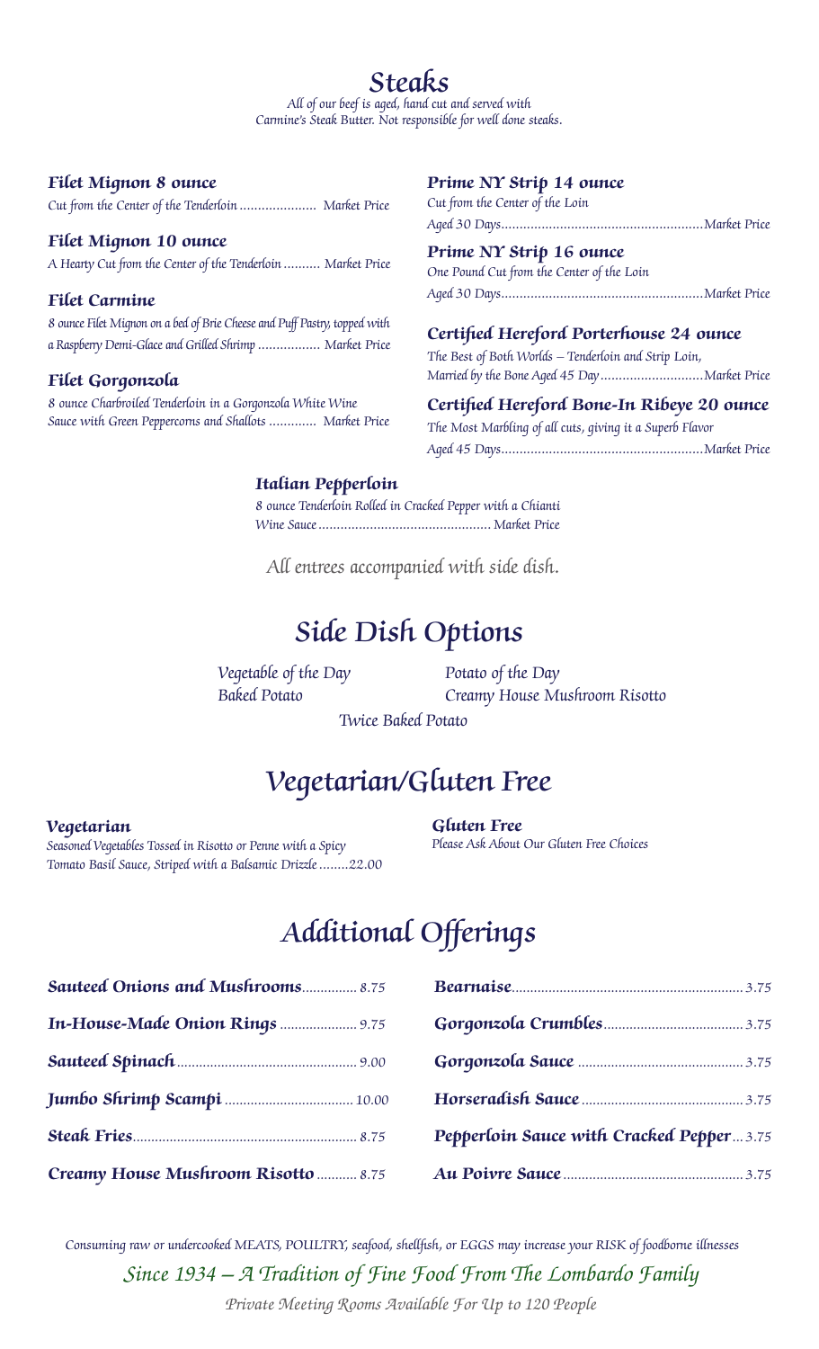# Steaks

*All of our beef is aged, hand cut and served with Carmine's Steak Butter. Not responsible for well done steaks.*

### Filet Mignon 8 ounce
*Cut from the Center of the Tenderloin* ..................... Market Price

### Filet Mignon 10 ounce
*A Hearty Cut from the Center of the Tenderloin* .......... Market Price

### Filet Carmine
*8 ounce Filet Mignon on a bed of Brie Cheese and Puff Pastry, topped with a Raspberry Demi-Glace and Grilled Shrimp* ................. Market Price

### Filet Gorgonzola
*8 ounce Charbroiled Tenderloin in a Gorgonzola White Wine Sauce with Green Peppercorns and Shallots* ............. Market Price

### Prime NY Strip 14 ounce
*Cut from the Center of the Loin Aged 30 Days*.......................................................Market Price

### Prime NY Strip 16 ounce
*One Pound Cut from the Center of the Loin Aged 30 Days*.......................................................Market Price

### Certified Hereford Porterhouse 24 ounce
*The Best of Both Worlds – Tenderloin and Strip Loin, Married by the Bone Aged 45 Day*............................Market Price

### Certified Hereford Bone-In Ribeye 20 ounce
*The Most Marbling of all cuts, giving it a Superb Flavor Aged 45 Days*.......................................................Market Price

### Italian Pepperloin
*8 ounce Tenderloin Rolled in Cracked Pepper with a Chianti Wine Sauce*............................................... Market Price

*All entrees accompanied with side dish.*

# Side Dish Options

- Vegetable of the Day
- Potato of the Day
- Baked Potato
- Creamy House Mushroom Risotto
- Twice Baked Potato

# Vegetarian/Gluten Free

### Vegetarian
*Seasoned Vegetables Tossed in Risotto or Penne with a Spicy Tomato Basil Sauce, Striped with a Balsamic Drizzle*........22.00

### Gluten Free
*Please Ask About Our Gluten Free Choices*

# Additional Offerings

**Sauteed Onions and Mushrooms**............... 8.75

**In-House-Made Onion Rings**..................... 9.75

**Sauteed Spinach**................................................. 9.00

**Jumbo Shrimp Scampi**.................................. 10.00

**Steak Fries**............................................................ 8.75

**Creamy House Mushroom Risotto**........... 8.75

**Bearnaise**.............................................................. 3.75

**Gorgonzola Crumbles**...................................... 3.75

**Gorgonzola Sauce**............................................. 3.75

**Horseradish Sauce**............................................ 3.75

**Pepperloin Sauce with Cracked Pepper**... 3.75

**Au Poivre Sauce**................................................. 3.75

*Consuming raw or undercooked MEATS, POULTRY, seafood, shellfish, or EGGS may increase your RISK of foodborne illnesses*

*Since 1934 – A Tradition of Fine Food From The Lombardo Family*

*Private Meeting Rooms Available For Up to 120 People*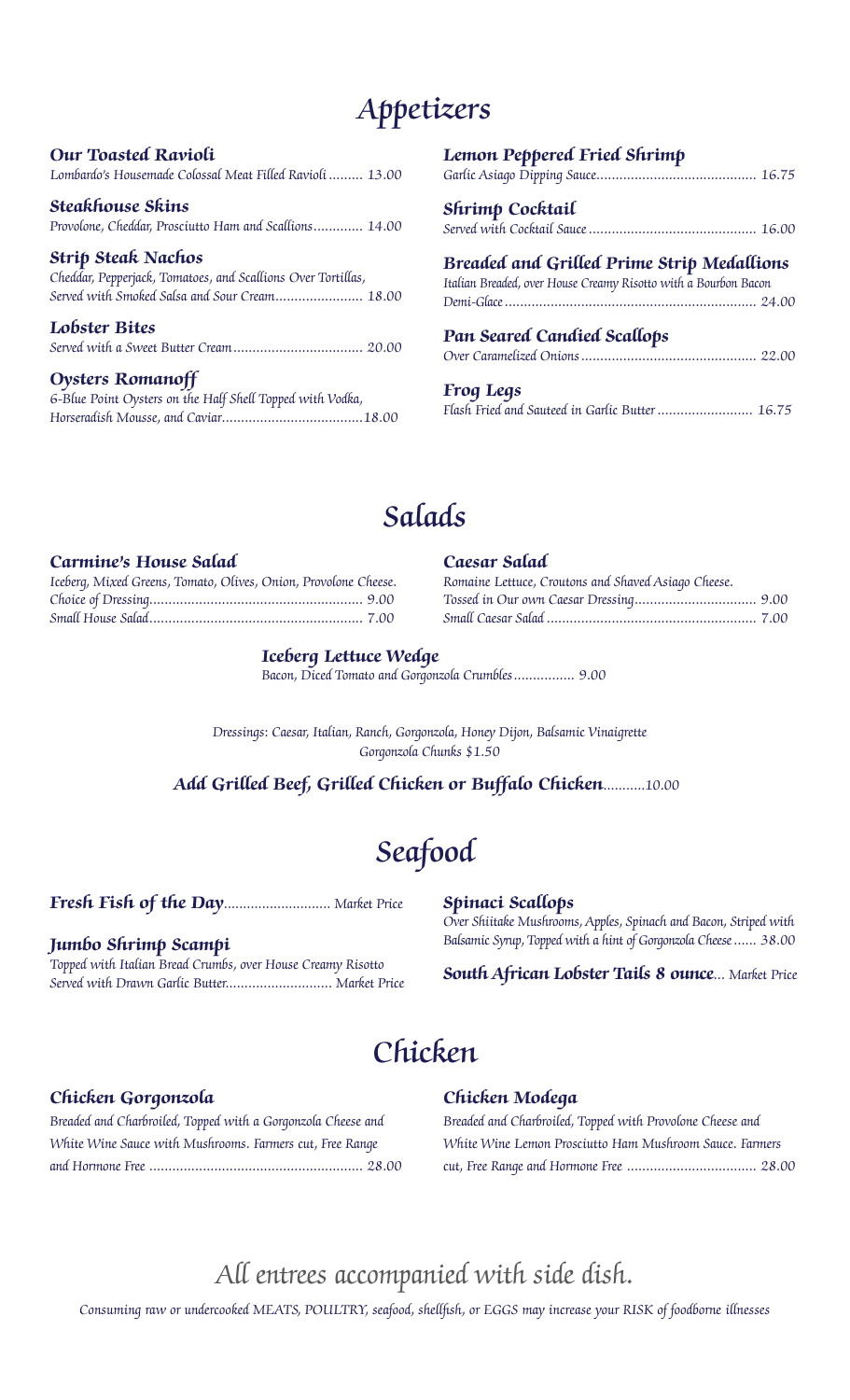# Appetizers

### Our Toasted Ravioli
*Lombardo's Housemade Colossal Meat Filled Ravioli......... 13.00*

### Steakhouse Skins
*Provolone, Cheddar, Prosciutto Ham and Scallions............. 14.00*

### Strip Steak Nachos
*Cheddar, Pepperjack, Tomatoes, and Scallions Over Tortillas, Served with Smoked Salsa and Sour Cream....................... 18.00*

### Lobster Bites
*Served with a Sweet Butter Cream................................. 20.00*

### Oysters Romanoff
*6-Blue Point Oysters on the Half Shell Topped with Vodka, Horseradish Mousse, and Caviar.....................................18.00*

### Lemon Peppered Fried Shrimp
*Garlic Asiago Dipping Sauce.......................................... 16.75*

### Shrimp Cocktail
*Served with Cocktail Sauce ............................................ 16.00*

### Breaded and Grilled Prime Strip Medallions
*Italian Breaded, over House Creamy Risotto with a Bourbon Bacon Demi-Glace ................................................................. 24.00*

### Pan Seared Candied Scallops
*Over Caramelized Onions .............................................. 22.00*

### Frog Legs
*Flash Fried and Sauteed in Garlic Butter ......................... 16.75*

# Salads

### Carmine's House Salad
*Iceberg, Mixed Greens, Tomato, Olives, Onion, Provolone Cheese.*
*Choice of Dressing........................................................ 9.00*
*Small House Salad........................................................ 7.00*

### Caesar Salad
*Romaine Lettuce, Croutons and Shaved Asiago Cheese.*
*Tossed in Our own Caesar Dressing................................ 9.00*
*Small Caesar Salad ....................................................... 7.00*

### Iceberg Lettuce Wedge
*Bacon, Diced Tomato and Gorgonzola Crumbles................ 9.00*

*Dressings: Caesar, Italian, Ranch, Gorgonzola, Honey Dijon, Balsamic Vinaigrette*
*Gorgonzola Chunks $1.50*

### Add Grilled Beef, Grilled Chicken or Buffalo Chicken...........10.00

# Seafood

### Fresh Fish of the Day............................ Market Price

### Jumbo Shrimp Scampi
*Topped with Italian Bread Crumbs, over House Creamy Risotto Served with Drawn Garlic Butter............................ Market Price*

### Spinaci Scallops
*Over Shiitake Mushrooms, Apples, Spinach and Bacon, Striped with Balsamic Syrup, Topped with a hint of Gorgonzola Cheese ...... 38.00*

### South African Lobster Tails 8 ounce... Market Price

# Chicken

### Chicken Gorgonzola
*Breaded and Charbroiled, Topped with a Gorgonzola Cheese and White Wine Sauce with Mushrooms. Farmers cut, Free Range and Hormone Free ....................................................... 28.00*

### Chicken Modega
*Breaded and Charbroiled, Topped with Provolone Cheese and White Wine Lemon Prosciutto Ham Mushroom Sauce. Farmers cut, Free Range and Hormone Free .................................. 28.00*

## *All entrees accompanied with side dish.*

*Consuming raw or undercooked MEATS, POULTRY, seafood, shellfish, or EGGS may increase your RISK of foodborne illnesses*